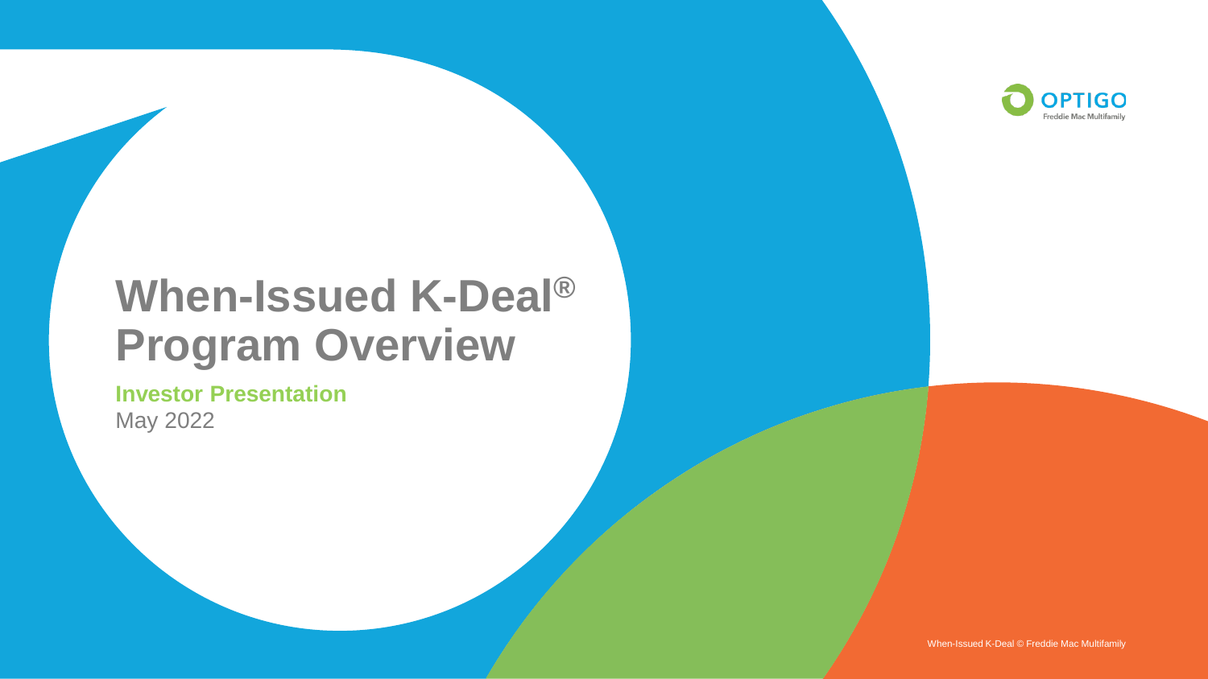# When-Issued K-Deal® Program Overview

**Investor Presentation**

May 2022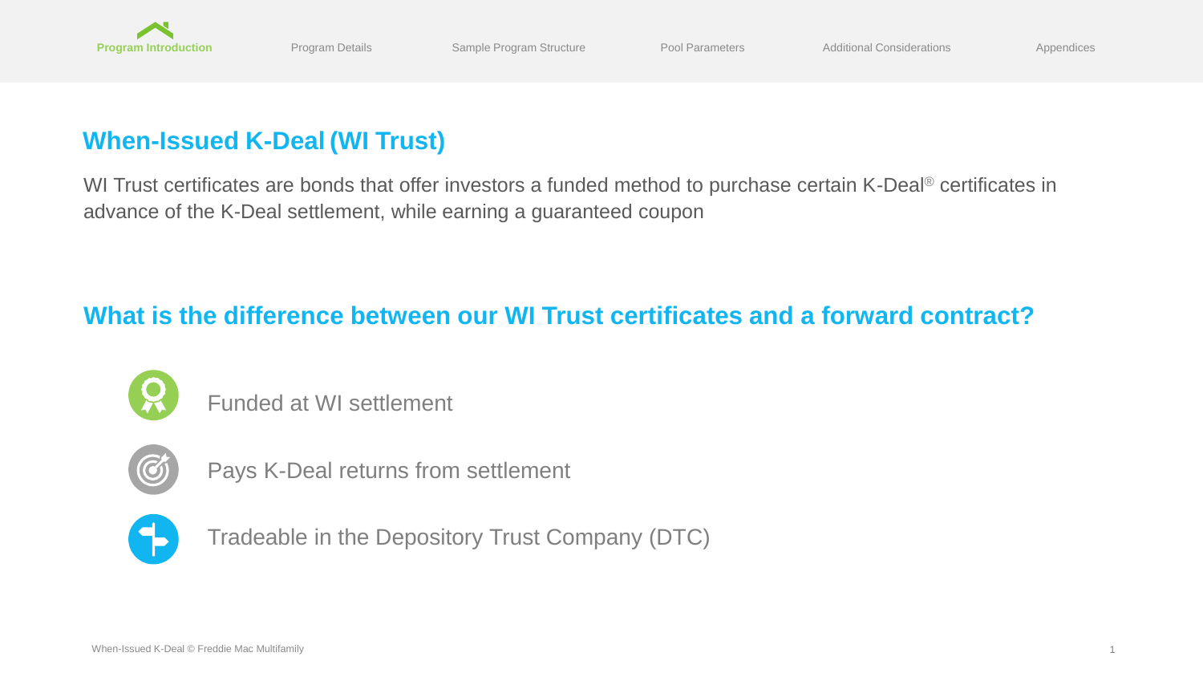## When-Issued K-Deal (WI Trust)

WI Trust certificates are bonds that offer investors a funded method to purchase certain K-Deal® certificates in advance of the K-Deal settlement, while earning a guaranteed coupon

## What is the difference between our WI Trust certificates and a forward contract?

- Funded at WI settlement
- Pays K-Deal returns from settlement
- Tradeable in the Depository Trust Company (DTC)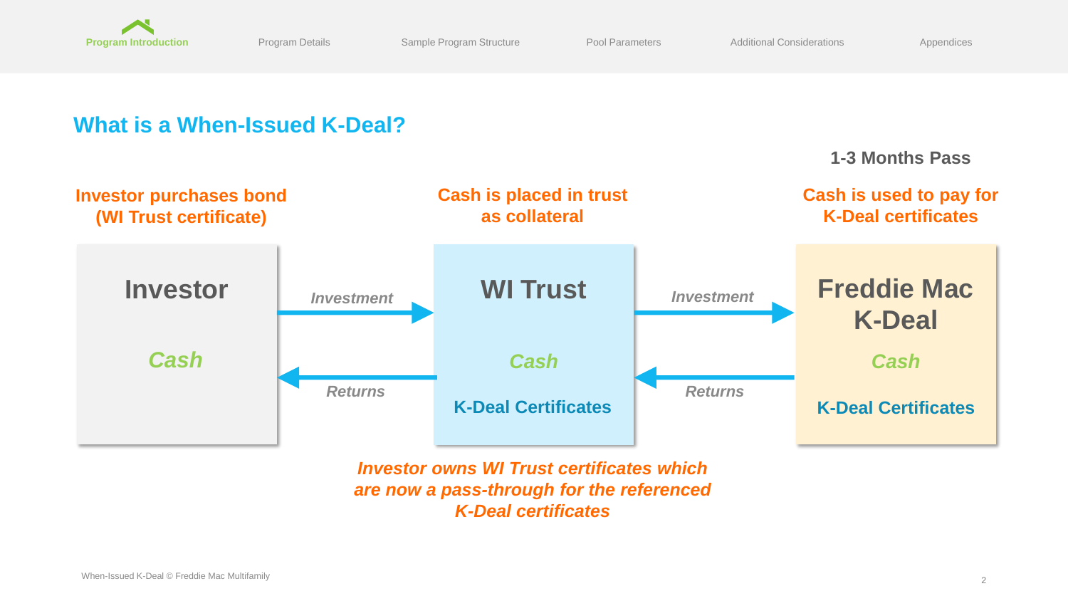## What is a When-Issued K-Deal?

**1-3 Months Pass**

**Investor purchases bond (WI Trust certificate)**

**Cash is placed in trust as collateral**

**Cash is used to pay for K-Deal certificates**

**Investor**

*Cash*

*Investment*

*Returns*

**WI Trust**

*Cash*

**K-Deal Certificates**

*Investment*

*Returns*

**Freddie Mac K-Deal**

*Cash*

**K-Deal Certificates**

***Investor owns WI Trust certificates which are now a pass-through for the referenced K-Deal certificates***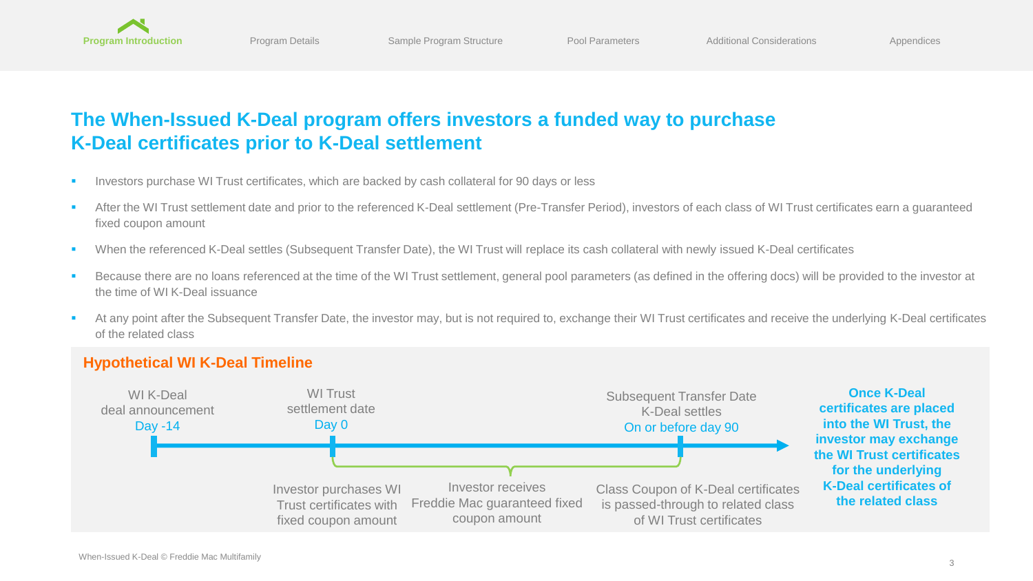# The When-Issued K-Deal program offers investors a funded way to purchase K-Deal certificates prior to K-Deal settlement

- Investors purchase WI Trust certificates, which are backed by cash collateral for 90 days or less
- After the WI Trust settlement date and prior to the referenced K-Deal settlement (Pre-Transfer Period), investors of each class of WI Trust certificates earn a guaranteed fixed coupon amount
- When the referenced K-Deal settles (Subsequent Transfer Date), the WI Trust will replace its cash collateral with newly issued K-Deal certificates
- Because there are no loans referenced at the time of the WI Trust settlement, general pool parameters (as defined in the offering docs) will be provided to the investor at the time of WI K-Deal issuance
- At any point after the Subsequent Transfer Date, the investor may, but is not required to, exchange their WI Trust certificates and receive the underlying K-Deal certificates of the related class

## Hypothetical WI K-Deal Timeline

WI K-Deal deal announcement
Day -14

WI Trust settlement date
Day 0

Subsequent Transfer Date
K-Deal settles
On or before day 90

Investor purchases WI Trust certificates with fixed coupon amount

Investor receives Freddie Mac guaranteed fixed coupon amount

Class Coupon of K-Deal certificates is passed-through to related class of WI Trust certificates

**Once K-Deal certificates are placed into the WI Trust, the investor may exchange the WI Trust certificates for the underlying K-Deal certificates of the related class**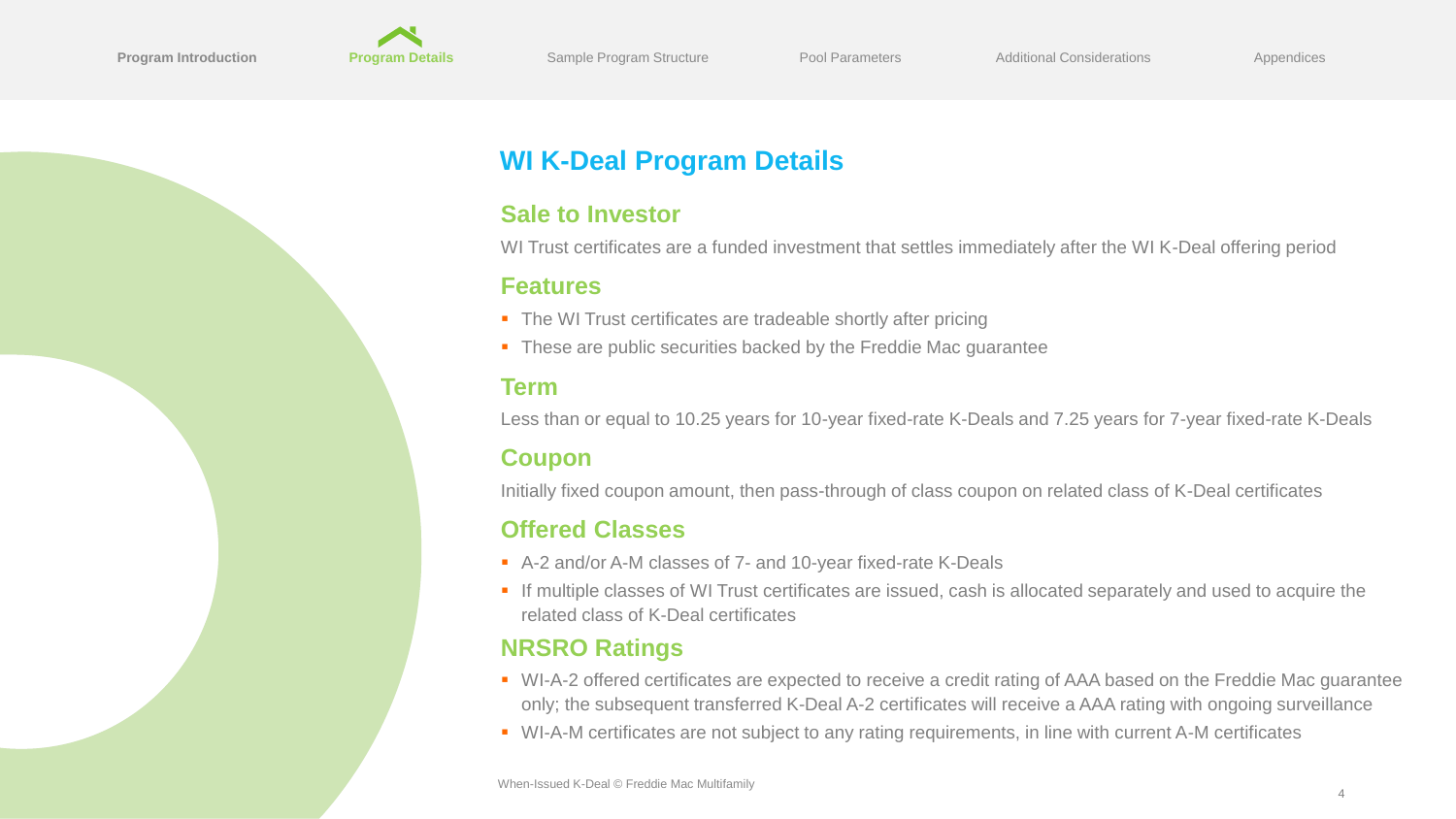# WI K-Deal Program Details

## Sale to Investor

WI Trust certificates are a funded investment that settles immediately after the WI K-Deal offering period

## Features

- The WI Trust certificates are tradeable shortly after pricing
- These are public securities backed by the Freddie Mac guarantee

## Term

Less than or equal to 10.25 years for 10-year fixed-rate K-Deals and 7.25 years for 7-year fixed-rate K-Deals

## Coupon

Initially fixed coupon amount, then pass-through of class coupon on related class of K-Deal certificates

## Offered Classes

- A-2 and/or A-M classes of 7- and 10-year fixed-rate K-Deals
- If multiple classes of WI Trust certificates are issued, cash is allocated separately and used to acquire the related class of K-Deal certificates

## NRSRO Ratings

- WI-A-2 offered certificates are expected to receive a credit rating of AAA based on the Freddie Mac guarantee only; the subsequent transferred K-Deal A-2 certificates will receive a AAA rating with ongoing surveillance
- WI-A-M certificates are not subject to any rating requirements, in line with current A-M certificates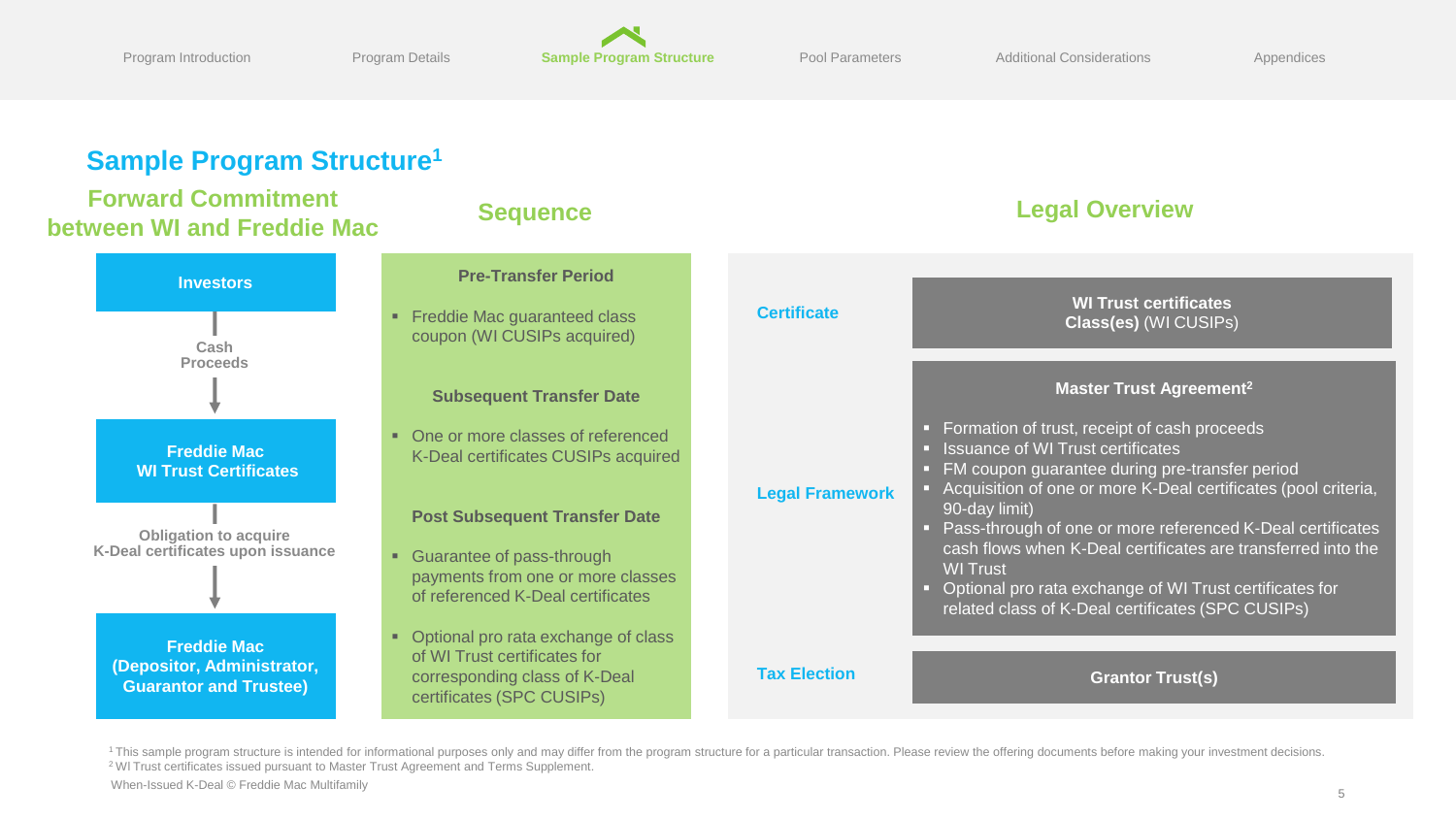# Sample Program Structure[1]

## Forward Commitment between WI and Freddie Mac

**Investors**

↓ Cash Proceeds

**Freddie Mac WI Trust Certificates**

↓ Obligation to acquire K-Deal certificates upon issuance

**Freddie Mac (Depositor, Administrator, Guarantor and Trustee)**

## Sequence

**Pre-Transfer Period**

- Freddie Mac guaranteed class coupon (WI CUSIPs acquired)

**Subsequent Transfer Date**

- One or more classes of referenced K-Deal certificates CUSIPs acquired

**Post Subsequent Transfer Date**

- Guarantee of pass-through payments from one or more classes of referenced K-Deal certificates
- Optional pro rata exchange of class of WI Trust certificates for corresponding class of K-Deal certificates (SPC CUSIPs)

## Legal Overview

**Certificate**

**WI Trust certificates Class(es)** (WI CUSIPs)

**Legal Framework**

**Master Trust Agreement[2]**

- Formation of trust, receipt of cash proceeds
- Issuance of WI Trust certificates
- FM coupon guarantee during pre-transfer period
- Acquisition of one or more K-Deal certificates (pool criteria, 90-day limit)
- Pass-through of one or more referenced K-Deal certificates cash flows when K-Deal certificates are transferred into the WI Trust
- Optional pro rata exchange of WI Trust certificates for related class of K-Deal certificates (SPC CUSIPs)

**Tax Election**

**Grantor Trust(s)**

[1] This sample program structure is intended for informational purposes only and may differ from the program structure for a particular transaction. Please review the offering documents before making your investment decisions.
[2] WI Trust certificates issued pursuant to Master Trust Agreement and Terms Supplement.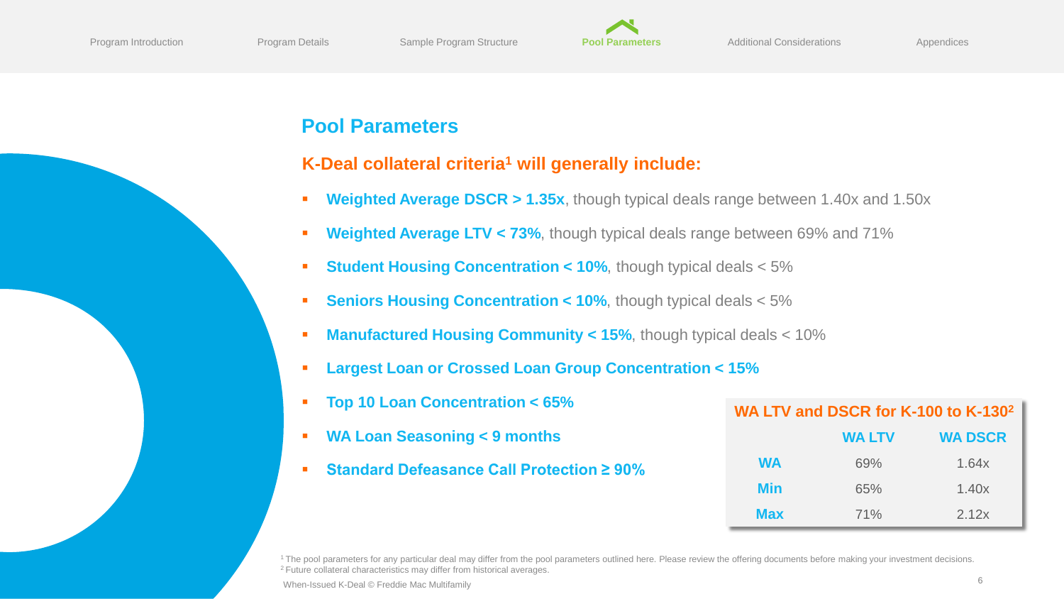## Pool Parameters

### K-Deal collateral criteria[1] will generally include:

- **Weighted Average DSCR > 1.35x**, though typical deals range between 1.40x and 1.50x
- **Weighted Average LTV < 73%**, though typical deals range between 69% and 71%
- **Student Housing Concentration < 10%**, though typical deals < 5%
- **Seniors Housing Concentration < 10%**, though typical deals < 5%
- **Manufactured Housing Community < 15%**, though typical deals < 10%
- **Largest Loan or Crossed Loan Group Concentration < 15%**
- **Top 10 Loan Concentration < 65%**
- **WA Loan Seasoning < 9 months**
- **Standard Defeasance Call Protection ≥ 90%**

**WA LTV and DSCR for K-100 to K-130[2]**

| | WA LTV | WA DSCR |
|---|---|---|
| **WA** | 69% | 1.64x |
| **Min** | 65% | 1.40x |
| **Max** | 71% | 2.12x |

[1] The pool parameters for any particular deal may differ from the pool parameters outlined here. Please review the offering documents before making your investment decisions.
[2] Future collateral characteristics may differ from historical averages.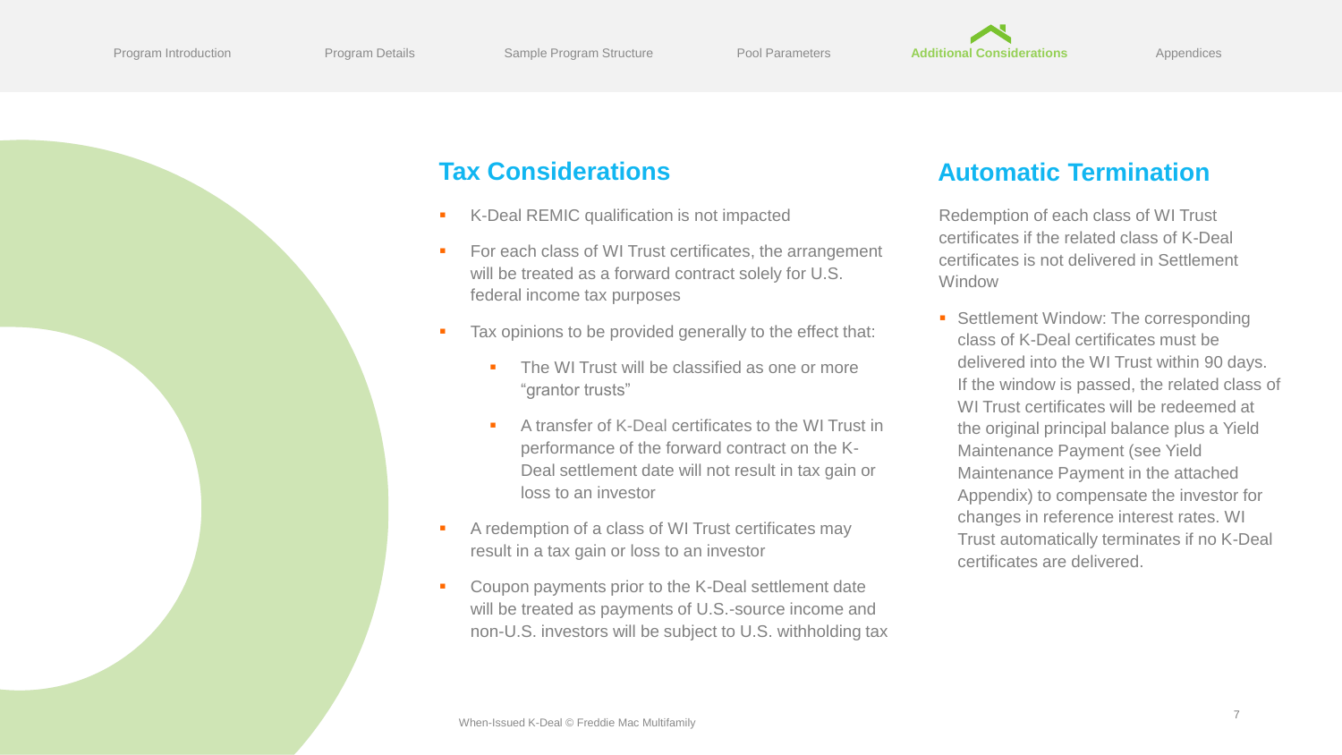## Tax Considerations

- K-Deal REMIC qualification is not impacted
- For each class of WI Trust certificates, the arrangement will be treated as a forward contract solely for U.S. federal income tax purposes
- Tax opinions to be provided generally to the effect that:
  - The WI Trust will be classified as one or more "grantor trusts"
  - A transfer of K-Deal certificates to the WI Trust in performance of the forward contract on the K-Deal settlement date will not result in tax gain or loss to an investor
- A redemption of a class of WI Trust certificates may result in a tax gain or loss to an investor
- Coupon payments prior to the K-Deal settlement date will be treated as payments of U.S.-source income and non-U.S. investors will be subject to U.S. withholding tax

## Automatic Termination

Redemption of each class of WI Trust certificates if the related class of K-Deal certificates is not delivered in Settlement Window

- Settlement Window: The corresponding class of K-Deal certificates must be delivered into the WI Trust within 90 days. If the window is passed, the related class of WI Trust certificates will be redeemed at the original principal balance plus a Yield Maintenance Payment (see Yield Maintenance Payment in the attached Appendix) to compensate the investor for changes in reference interest rates. WI Trust automatically terminates if no K-Deal certificates are delivered.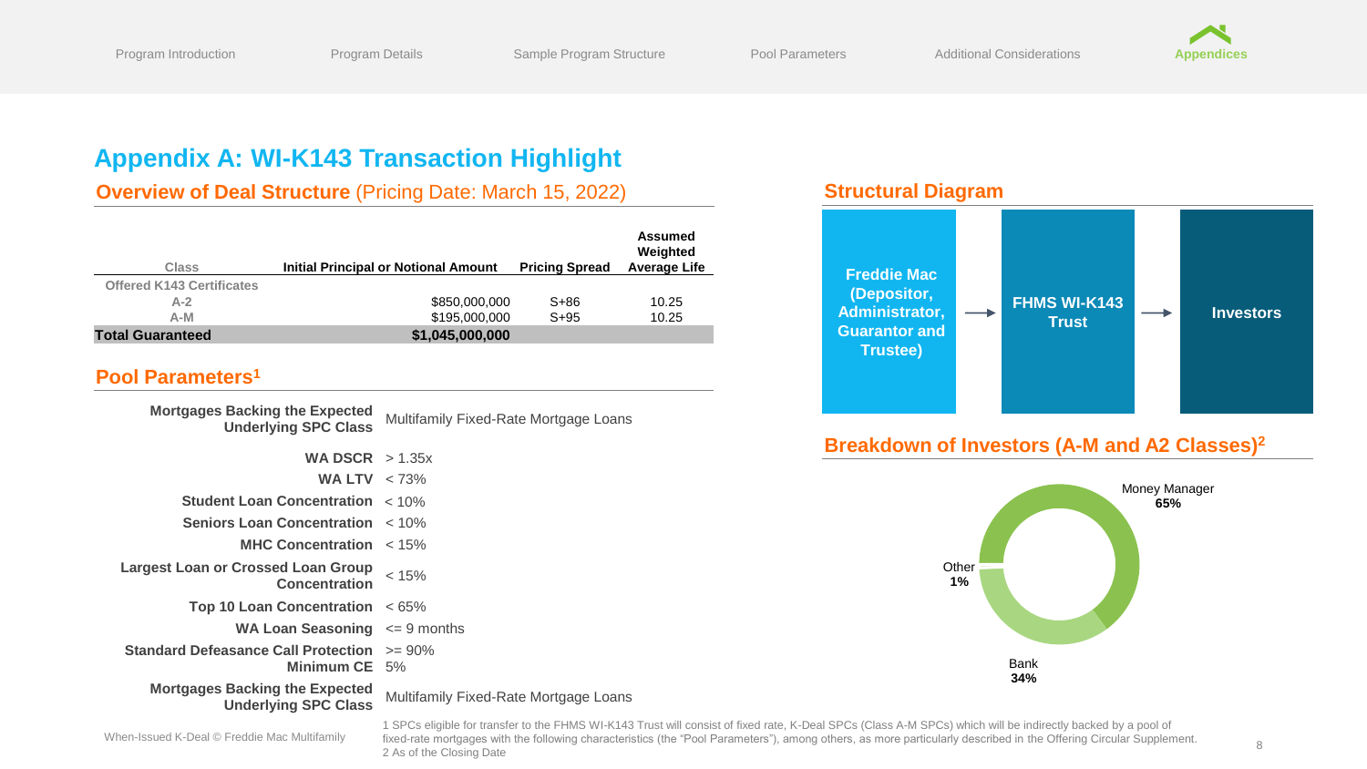# Appendix A: WI-K143 Transaction Highlight

## Overview of Deal Structure (Pricing Date: March 15, 2022)

| Class | Initial Principal or Notional Amount | Pricing Spread | Assumed Weighted Average Life |
|---|---|---|---|
| Offered K143 Certificates | | | |
| A-2 | $850,000,000 | S+86 | 10.25 |
| A-M | $195,000,000 | S+95 | 10.25 |
| **Total Guaranteed** | **$1,045,000,000** | | |

## Pool Parameters[1]

| | |
|---|---|
| **Mortgages Backing the Expected Underlying SPC Class** | Multifamily Fixed-Rate Mortgage Loans |
| **WA DSCR** | > 1.35x |
| **WA LTV** | < 73% |
| **Student Loan Concentration** | < 10% |
| **Seniors Loan Concentration** | < 10% |
| **MHC Concentration** | < 15% |
| **Largest Loan or Crossed Loan Group Concentration** | < 15% |
| **Top 10 Loan Concentration** | < 65% |
| **WA Loan Seasoning** | <= 9 months |
| **Standard Defeasance Call Protection** | >= 90% |
| **Minimum CE** | 5% |
| **Mortgages Backing the Expected Underlying SPC Class** | Multifamily Fixed-Rate Mortgage Loans |

## Structural Diagram

Freddie Mac (Depositor, Administrator, Guarantor and Trustee) → FHMS WI-K143 Trust → Investors

## Breakdown of Investors (A-M and A2 Classes)[2]

- Money Manager: 65%
- Bank: 34%
- Other: 1%

1 SPCs eligible for transfer to the FHMS WI-K143 Trust will consist of fixed rate, K-Deal SPCs (Class A-M SPCs) which will be indirectly backed by a pool of fixed-rate mortgages with the following characteristics (the "Pool Parameters"), among others, as more particularly described in the Offering Circular Supplement.

2 As of the Closing Date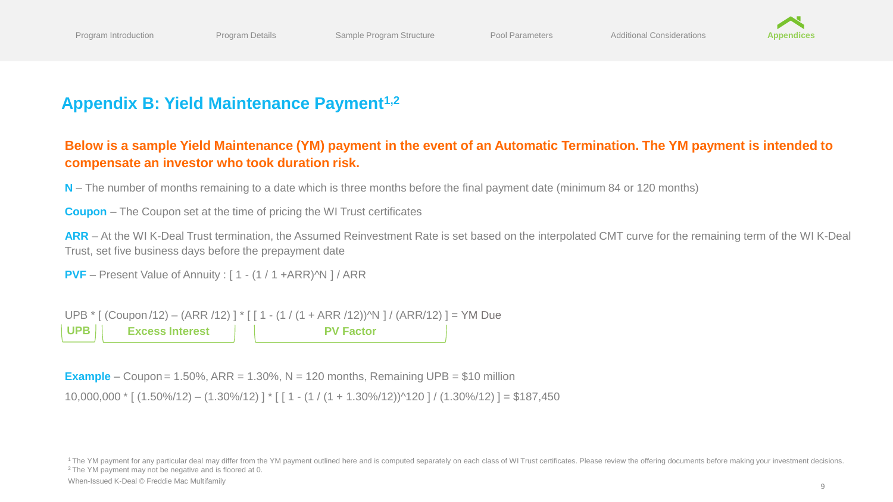## Appendix B: Yield Maintenance Payment[1,2]

**Below is a sample Yield Maintenance (YM) payment in the event of an Automatic Termination. The YM payment is intended to compensate an investor who took duration risk.**

**N** – The number of months remaining to a date which is three months before the final payment date (minimum 84 or 120 months)

**Coupon** – The Coupon set at the time of pricing the WI Trust certificates

**ARR** – At the WI K-Deal Trust termination, the Assumed Reinvestment Rate is set based on the interpolated CMT curve for the remaining term of the WI K-Deal Trust, set five business days before the prepayment date

**PVF** – Present Value of Annuity : [ 1 - (1 / 1 +ARR)^N ] / ARR

UPB * [ (Coupon /12) – (ARR /12) ] * [ [ 1 - (1 / (1 + ARR /12))^N ] / (ARR/12) ] = YM Due

$$\underbrace{UPB}_{\text{UPB}} \times \underbrace{\left[ \frac{Coupon}{12} - \frac{ARR}{12} \right]}_{\text{Excess Interest}} \times \underbrace{\left[ \frac{1 - \left( \frac{1}{1 + ARR/12} \right)^N}{ARR/12} \right]}_{\text{PV Factor}} = \text{YM Due}$$

**Example** – Coupon = 1.50%, ARR = 1.30%, N = 120 months, Remaining UPB = $10 million

10,000,000 * [ (1.50%/12) – (1.30%/12) ] * [ [ 1 - (1 / (1 + 1.30%/12))^120 ] / (1.30%/12) ] = $187,450

[1] The YM payment for any particular deal may differ from the YM payment outlined here and is computed separately on each class of WI Trust certificates. Please review the offering documents before making your investment decisions.
[2] The YM payment may not be negative and is floored at 0.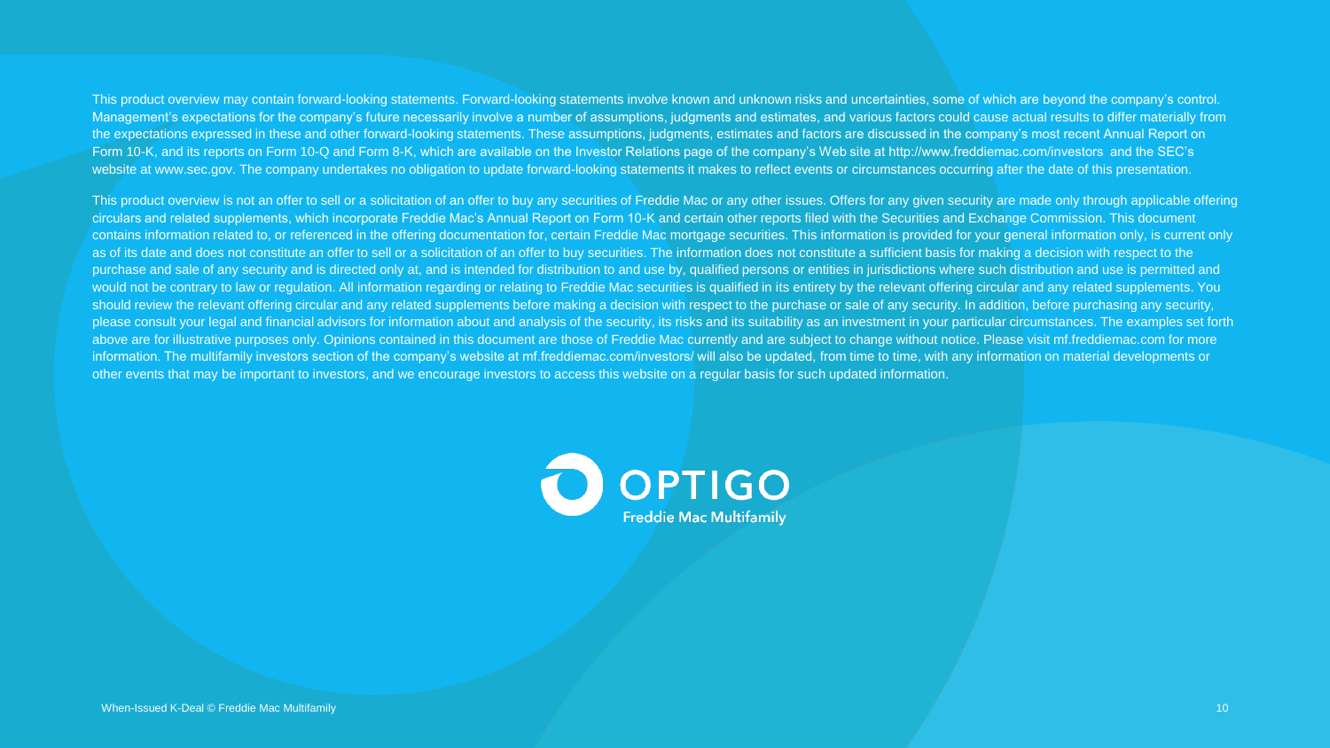This product overview may contain forward-looking statements. Forward-looking statements involve known and unknown risks and uncertainties, some of which are beyond the company's control. Management's expectations for the company's future necessarily involve a number of assumptions, judgments and estimates, and various factors could cause actual results to differ materially from the expectations expressed in these and other forward-looking statements. These assumptions, judgments, estimates and factors are discussed in the company's most recent Annual Report on Form 10-K, and its reports on Form 10-Q and Form 8-K, which are available on the Investor Relations page of the company's Web site at http://www.freddiemac.com/investors and the SEC's website at www.sec.gov. The company undertakes no obligation to update forward-looking statements it makes to reflect events or circumstances occurring after the date of this presentation.

This product overview is not an offer to sell or a solicitation of an offer to buy any securities of Freddie Mac or any other issues. Offers for any given security are made only through applicable offering circulars and related supplements, which incorporate Freddie Mac's Annual Report on Form 10-K and certain other reports filed with the Securities and Exchange Commission. This document contains information related to, or referenced in the offering documentation for, certain Freddie Mac mortgage securities. This information is provided for your general information only, is current only as of its date and does not constitute an offer to sell or a solicitation of an offer to buy securities. The information does not constitute a sufficient basis for making a decision with respect to the purchase and sale of any security and is directed only at, and is intended for distribution to and use by, qualified persons or entities in jurisdictions where such distribution and use is permitted and would not be contrary to law or regulation. All information regarding or relating to Freddie Mac securities is qualified in its entirety by the relevant offering circular and any related supplements. You should review the relevant offering circular and any related supplements before making a decision with respect to the purchase or sale of any security. In addition, before purchasing any security, please consult your legal and financial advisors for information about and analysis of the security, its risks and its suitability as an investment in your particular circumstances. The examples set forth above are for illustrative purposes only. Opinions contained in this document are those of Freddie Mac currently and are subject to change without notice. Please visit mf.freddiemac.com for more information. The multifamily investors section of the company's website at mf.freddiemac.com/investors/ will also be updated, from time to time, with any information on material developments or other events that may be important to investors, and we encourage investors to access this website on a regular basis for such updated information.

OPTIGO
Freddie Mac Multifamily